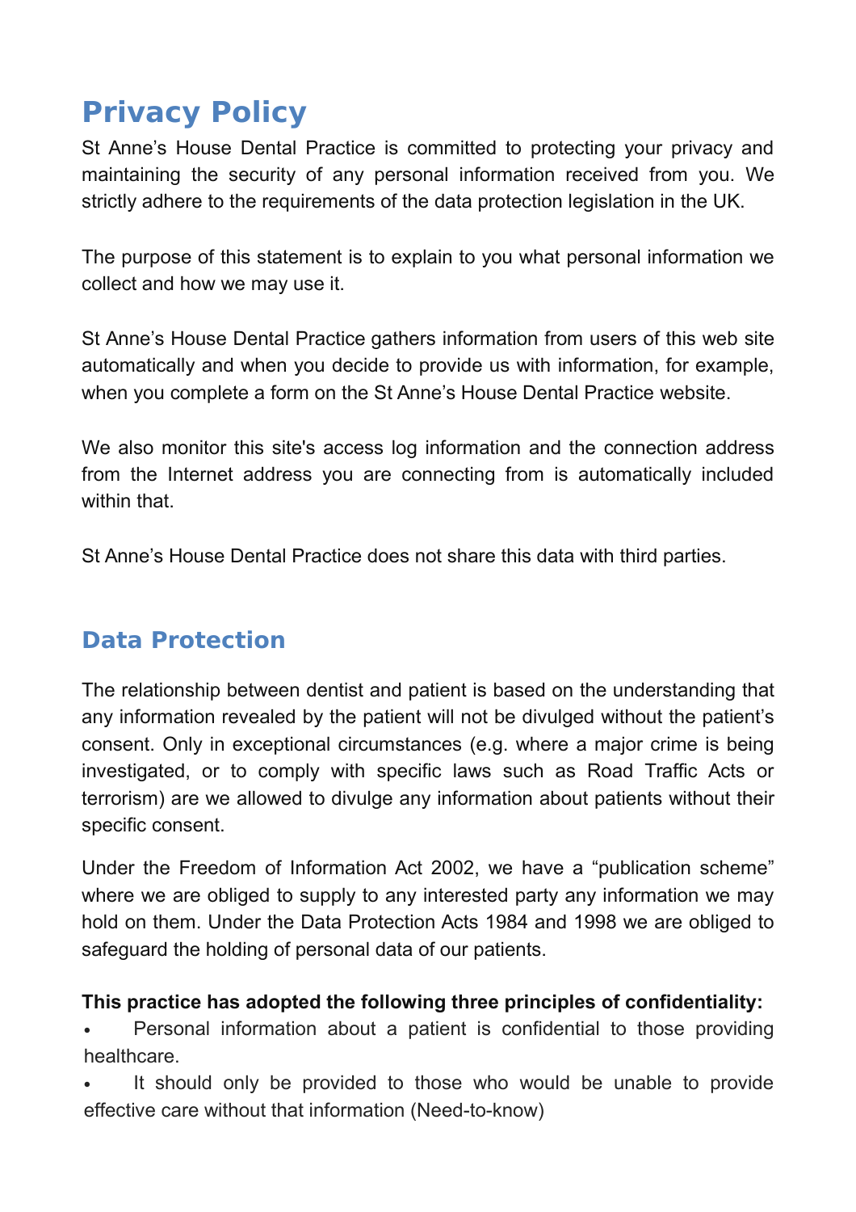# Privacy Policy

St Anne's House Dental Practice is committed to protecting your privacy and maintaining the security of any personal information received from you. We strictly adhere to the requirements of the data protection legislation in the UK.

The purpose of this statement is to explain to you what personal information we collect and how we may use it.

St Anne's House Dental Practice gathers information from users of this web site automatically and when you decide to provide us with information, for example, when you complete a form on the St Anne's House Dental Practice website.

We also monitor this site's access log information and the connection address from the Internet address you are connecting from is automatically included within that.

St Anne's House Dental Practice does not share this data with third parties.

## Data Protection

The relationship between dentist and patient is based on the understanding that any information revealed by the patient will not be divulged without the patient's consent. Only in exceptional circumstances (e.g. where a major crime is being investigated, or to comply with specific laws such as Road Traffic Acts or terrorism) are we allowed to divulge any information about patients without their specific consent.

Under the Freedom of Information Act 2002, we have a "publication scheme" where we are obliged to supply to any interested party any information we may hold on them. Under the Data Protection Acts 1984 and 1998 we are obliged to safeguard the holding of personal data of our patients.

**This practice has adopted the following three principles of confidentiality:**

- Personal information about a patient is confidential to those providing healthcare.
- It should only be provided to those who would be unable to provide effective care without that information (Need-to-know)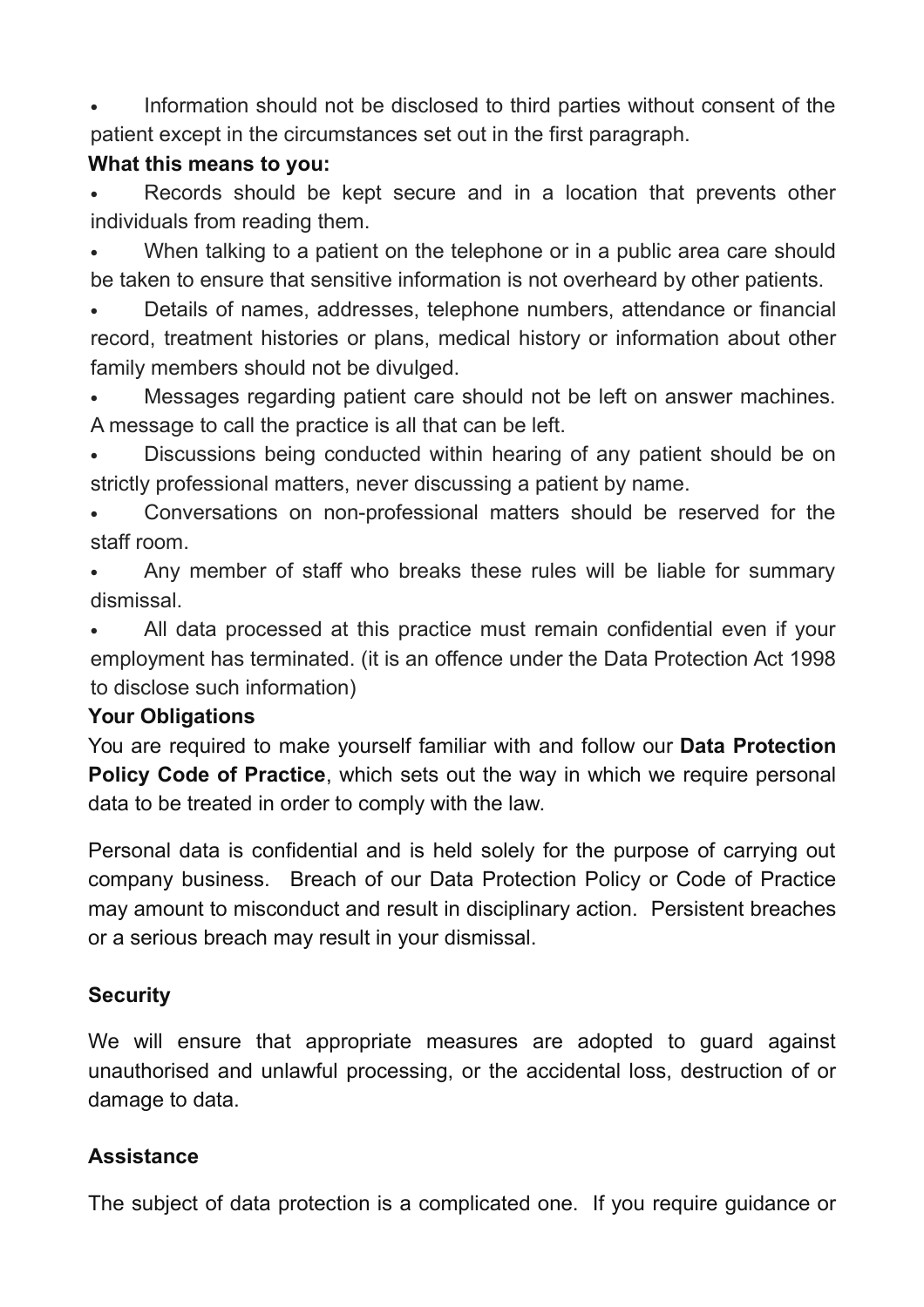- Information should not be disclosed to third parties without consent of the patient except in the circumstances set out in the first paragraph.

**What this means to you:**

- Records should be kept secure and in a location that prevents other individuals from reading them.
- When talking to a patient on the telephone or in a public area care should be taken to ensure that sensitive information is not overheard by other patients.
- Details of names, addresses, telephone numbers, attendance or financial record, treatment histories or plans, medical history or information about other family members should not be divulged.
- Messages regarding patient care should not be left on answer machines. A message to call the practice is all that can be left.
- Discussions being conducted within hearing of any patient should be on strictly professional matters, never discussing a patient by name.
- Conversations on non-professional matters should be reserved for the staff room.
- Any member of staff who breaks these rules will be liable for summary dismissal.
- All data processed at this practice must remain confidential even if your employment has terminated. (it is an offence under the Data Protection Act 1998 to disclose such information)

**Your Obligations**

You are required to make yourself familiar with and follow our **Data Protection Policy Code of Practice**, which sets out the way in which we require personal data to be treated in order to comply with the law.

Personal data is confidential and is held solely for the purpose of carrying out company business. Breach of our Data Protection Policy or Code of Practice may amount to misconduct and result in disciplinary action. Persistent breaches or a serious breach may result in your dismissal.

**Security**

We will ensure that appropriate measures are adopted to guard against unauthorised and unlawful processing, or the accidental loss, destruction of or damage to data.

**Assistance**

The subject of data protection is a complicated one. If you require guidance or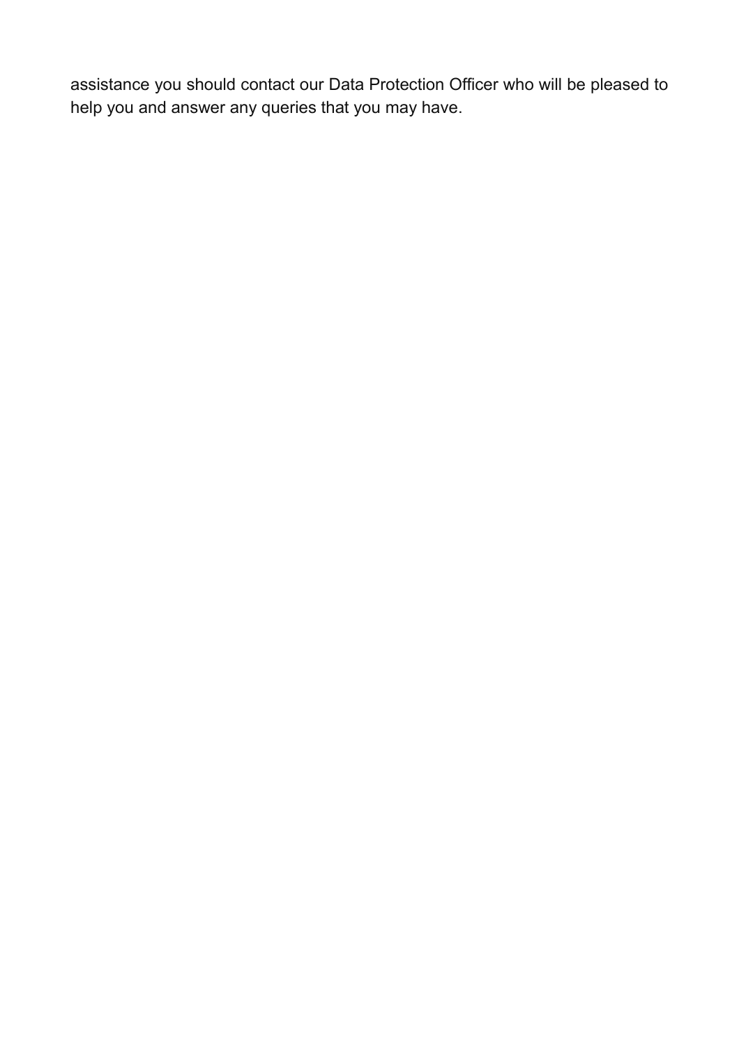assistance you should contact our Data Protection Officer who will be pleased to help you and answer any queries that you may have.